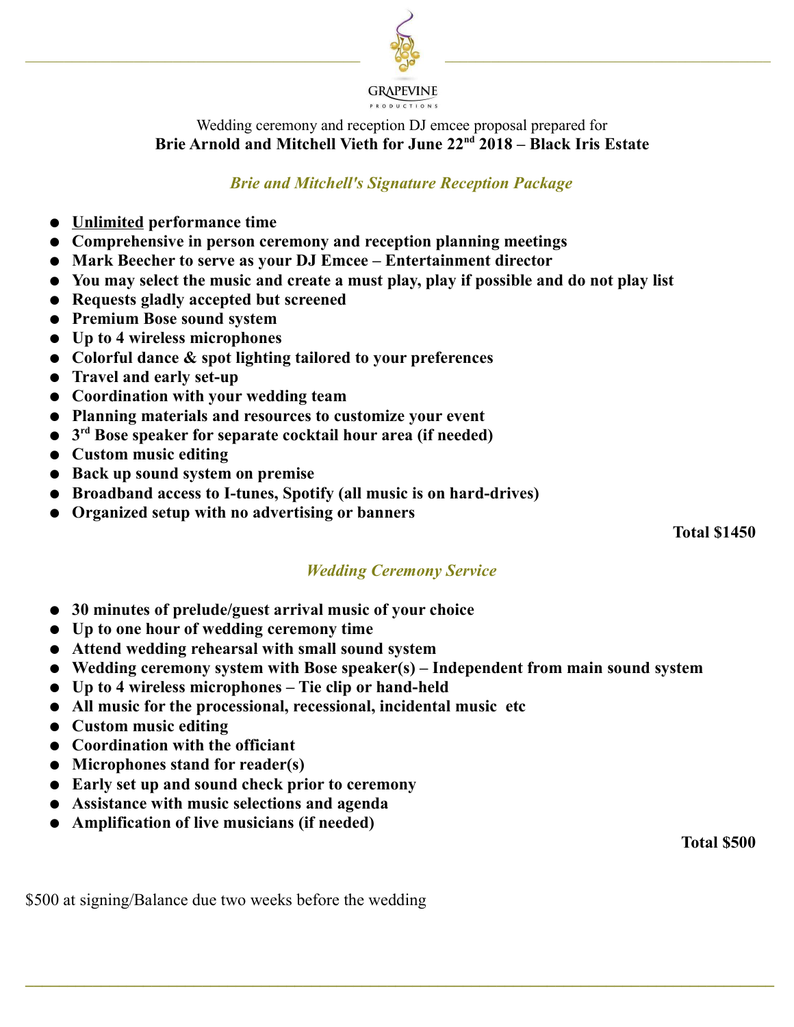GRAPEVINE
PRODUCTIONS

Wedding ceremony and reception DJ emcee proposal prepared for
**Brie Arnold and Mitchell Vieth for June 22nd 2018 – Black Iris Estate**

## *Brie and Mitchell's Signature Reception Package*

- **Unlimited performance time**
- **Comprehensive in person ceremony and reception planning meetings**
- **Mark Beecher to serve as your DJ Emcee – Entertainment director**
- **You may select the music and create a must play, play if possible and do not play list**
- **Requests gladly accepted but screened**
- **Premium Bose sound system**
- **Up to 4 wireless microphones**
- **Colorful dance & spot lighting tailored to your preferences**
- **Travel and early set-up**
- **Coordination with your wedding team**
- **Planning materials and resources to customize your event**
- **3rd Bose speaker for separate cocktail hour area (if needed)**
- **Custom music editing**
- **Back up sound system on premise**
- **Broadband access to I-tunes, Spotify (all music is on hard-drives)**
- **Organized setup with no advertising or banners**

**Total $1450**

## *Wedding Ceremony Service*

- **30 minutes of prelude/guest arrival music of your choice**
- **Up to one hour of wedding ceremony time**
- **Attend wedding rehearsal with small sound system**
- **Wedding ceremony system with Bose speaker(s) – Independent from main sound system**
- **Up to 4 wireless microphones – Tie clip or hand-held**
- **All music for the processional, recessional, incidental music etc**
- **Custom music editing**
- **Coordination with the officiant**
- **Microphones stand for reader(s)**
- **Early set up and sound check prior to ceremony**
- **Assistance with music selections and agenda**
- **Amplification of live musicians (if needed)**

**Total $500**

$500 at signing/Balance due two weeks before the wedding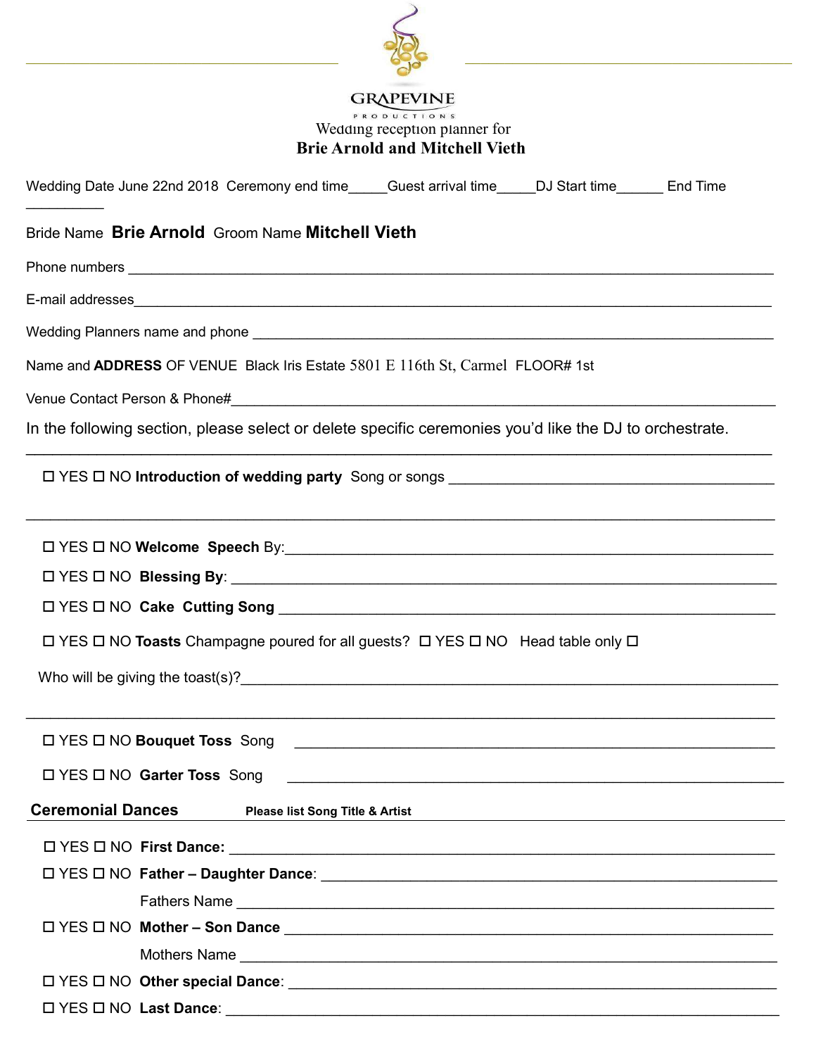GRAPEVINE

PRODUCTIONS

Wedding reception planner for

**Brie Arnold and Mitchell Vieth**

Wedding Date June 22nd 2018 Ceremony end time_____Guest arrival time_____DJ Start time______ End Time __________

Bride Name **Brie Arnold** Groom Name **Mitchell Vieth**

Phone numbers ______________________________________________________________________________

E-mail addresses______________________________________________________________________________

Wedding Planners name and phone _______________________________________________________________

Name and **ADDRESS** OF VENUE Black Iris Estate 5801 E 116th St, Carmel FLOOR# 1st

Venue Contact Person & Phone#__________________________________________________________________

In the following section, please select or delete specific ceremonies you'd like the DJ to orchestrate.

---

☐ YES ☐ NO **Introduction of wedding party** Song or songs _________________________________________

---

☐ YES ☐ NO **Welcome Speech** By:_____________________________________________________________

☐ YES ☐ NO **Blessing By**: ___________________________________________________________________

☐ YES ☐ NO **Cake Cutting Song** ______________________________________________________________

☐ YES ☐ NO **Toasts** Champagne poured for all guests? ☐ YES ☐ NO Head table only ☐

Who will be giving the toast(s)?________________________________________________________________

---

☐ YES ☐ NO **Bouquet Toss** Song _______________________________________________________________

☐ YES ☐ NO **Garter Toss** Song ________________________________________________________________

**Ceremonial Dances** **Please list Song Title & Artist**

☐ YES ☐ NO **First Dance:** _____________________________________________________________________

☐ YES ☐ NO **Father – Daughter Dance**: __________________________________________________________

Fathers Name ____________________________________________________________________

☐ YES ☐ NO **Mother – Son Dance** ________________________________________________________________

Mothers Name ___________________________________________________________________

☐ YES ☐ NO **Other special Dance**: _______________________________________________________________

☐ YES ☐ NO **Last Dance**: _______________________________________________________________________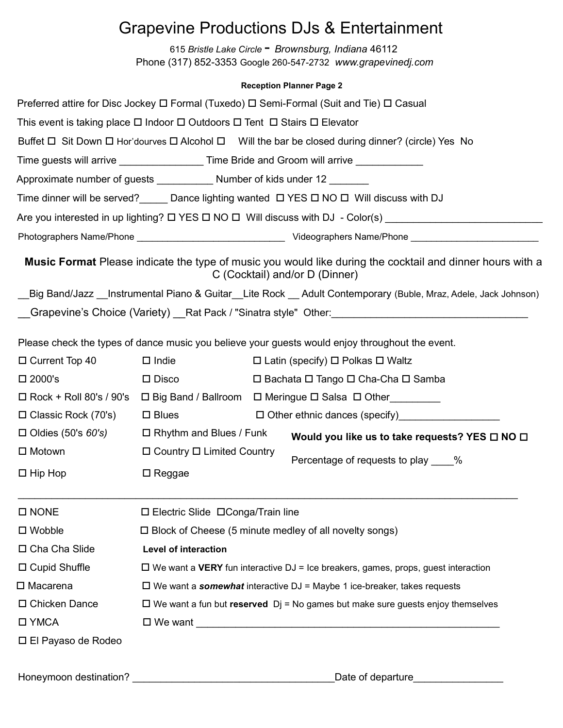# Grapevine Productions DJs & Entertainment

615 *Bristle Lake Circle* - *Brownsburg, Indiana* 46112
Phone (317) 852-3353 Google 260-547-2732 *www.grapevinedj.com*

**Reception Planner Page 2**

Preferred attire for Disc Jockey ☐ Formal (Tuxedo) ☐ Semi-Formal (Suit and Tie) ☐ Casual

This event is taking place ☐ Indoor ☐ Outdoors ☐ Tent ☐ Stairs ☐ Elevator

Buffet ☐ Sit Down ☐ Hor'dourves ☐ Alcohol ☐ Will the bar be closed during dinner? (circle) Yes No

Time guests will arrive _______________ Time Bride and Groom will arrive ____________

Approximate number of guests __________ Number of kids under 12 _______

Time dinner will be served?_____ Dance lighting wanted ☐ YES ☐ NO ☐ Will discuss with DJ

Are you interested in up lighting? ☐ YES ☐ NO ☐ Will discuss with DJ - Color(s) ____________________________

Photographers Name/Phone ____________________________ Videographers Name/Phone ________________________

**Music Format** Please indicate the type of music you would like during the cocktail and dinner hours with a C (Cocktail) and/or D (Dinner)

__Big Band/Jazz __Instrumental Piano & Guitar__Lite Rock __ Adult Contemporary (Buble, Mraz, Adele, Jack Johnson)

__Grapevine's Choice (Variety) __Rat Pack / "Sinatra style" Other:__________________________________

Please check the types of dance music you believe your guests would enjoy throughout the event.

☐ Current Top 40
☐ 2000's
☐ Rock + Roll 80's / 90's
☐ Classic Rock (70's)
☐ Oldies (50's *60's)*
☐ Motown
☐ Hip Hop

☐ Indie
☐ Disco
☐ Big Band / Ballroom
☐ Blues
☐ Rhythm and Blues / Funk
☐ Country ☐ Limited Country
☐ Reggae

☐ Latin (specify) ☐ Polkas ☐ Waltz
☐ Bachata ☐ Tango ☐ Cha-Cha ☐ Samba
☐ Meringue ☐ Salsa ☐ Other_________
☐ Other ethnic dances (specify)__________________

**Would you like us to take requests? YES ☐ NO ☐**

Percentage of requests to play ____%

---

☐ NONE
☐ Wobble
☐ Cha Cha Slide
☐ Cupid Shuffle
☐ Macarena
☐ Chicken Dance
☐ YMCA
☐ El Payaso de Rodeo

☐ Electric Slide ☐Conga/Train line
☐ Block of Cheese (5 minute medley of all novelty songs)

**Level of interaction**

☐ We want a **VERY** fun interactive DJ = Ice breakers, games, props, guest interaction
☐ We want a ***somewhat*** interactive DJ = Maybe 1 ice-breaker, takes requests
☐ We want a fun but **reserved** Dj = No games but make sure guests enjoy themselves
☐ We want ________________________________________________________

Honeymoon destination? ___________________________________Date of departure_______________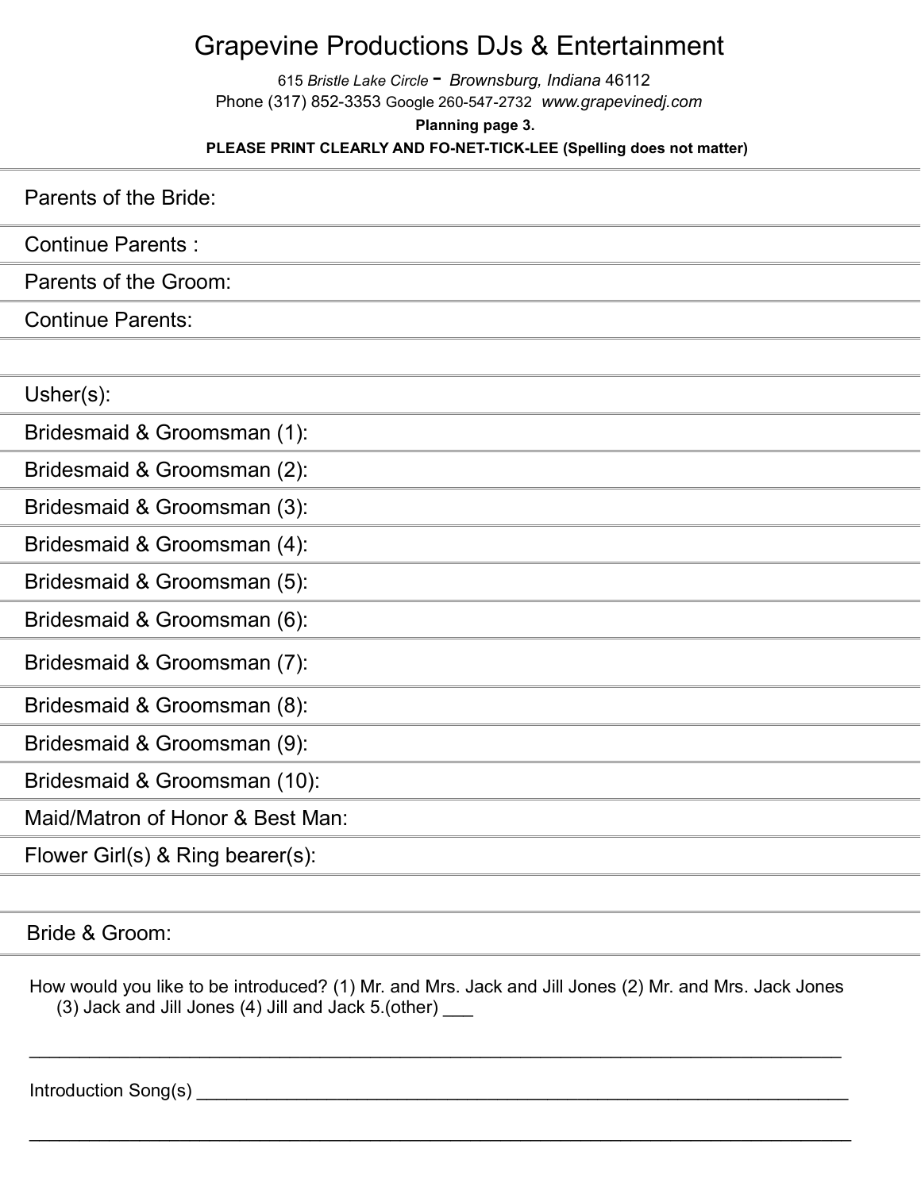# Grapevine Productions DJs & Entertainment

615 *Bristle Lake Circle* - *Brownsburg, Indiana* 46112

Phone (317) 852-3353 Google 260-547-2732 *www.grapevinedj.com*

**Planning page 3.**

**PLEASE PRINT CLEARLY AND FO-NET-TICK-LEE (Spelling does not matter)**

---

Parents of the Bride:

Continue Parents :

Parents of the Groom:

Continue Parents:

---

Usher(s):

Bridesmaid & Groomsman (1):

Bridesmaid & Groomsman (2):

Bridesmaid & Groomsman (3):

Bridesmaid & Groomsman (4):

Bridesmaid & Groomsman (5):

Bridesmaid & Groomsman (6):

Bridesmaid & Groomsman (7):

Bridesmaid & Groomsman (8):

Bridesmaid & Groomsman (9):

Bridesmaid & Groomsman (10):

Maid/Matron of Honor & Best Man:

Flower Girl(s) & Ring bearer(s):

---

Bride & Groom:

How would you like to be introduced? (1) Mr. and Mrs. Jack and Jill Jones (2) Mr. and Mrs. Jack Jones (3) Jack and Jill Jones (4) Jill and Jack 5.(other) ___

_______________________________________________________________________________

Introduction Song(s) ____________________________________________________________

_______________________________________________________________________________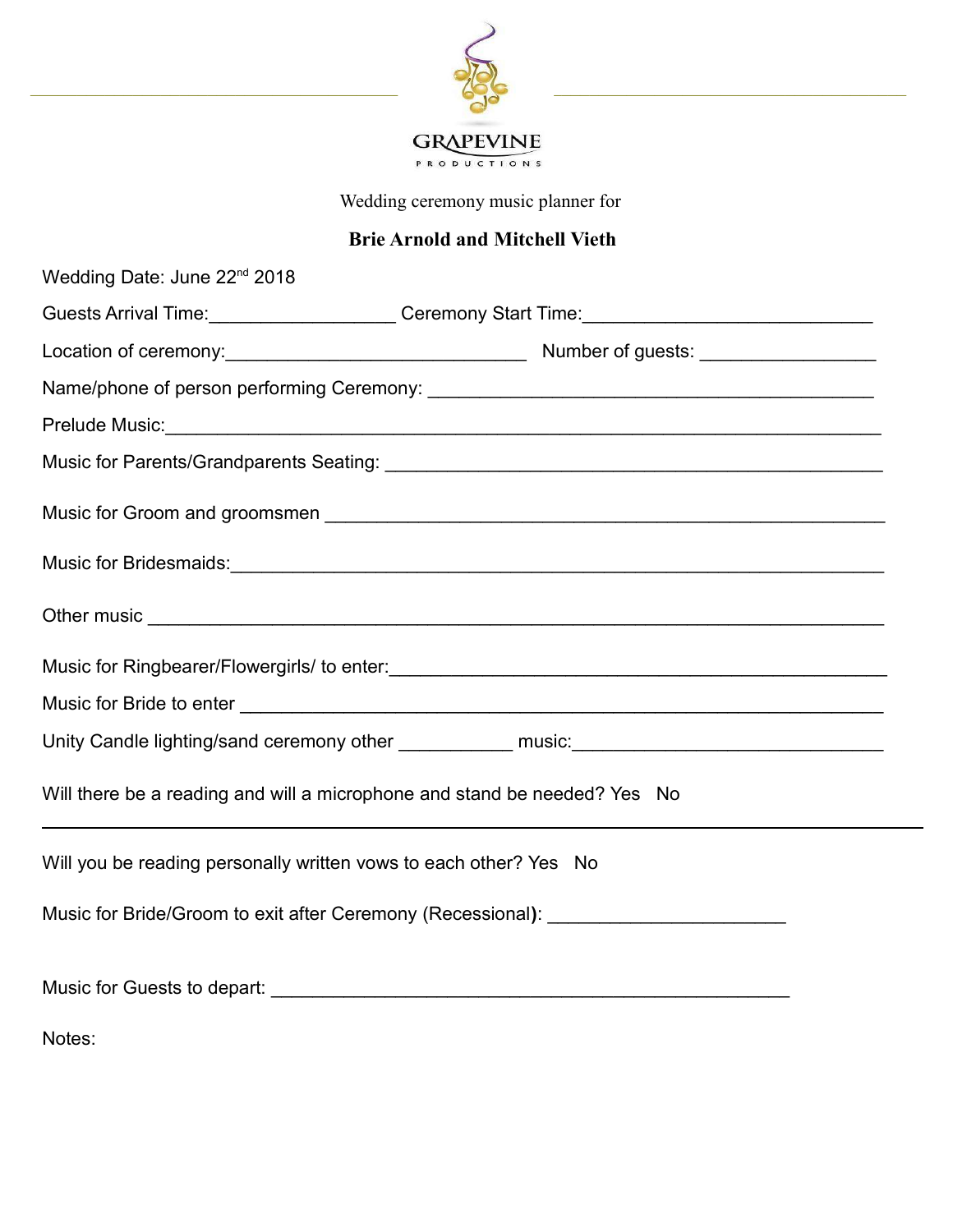GRAPEVINE

PRODUCTIONS

Wedding ceremony music planner for

**Brie Arnold and Mitchell Vieth**

Wedding Date: June 22nd 2018

Guests Arrival Time:_________________ Ceremony Start Time:___________________________

Location of ceremony:____________________________ Number of guests: ________________

Name/phone of person performing Ceremony: ________________________________________

Prelude Music:___________________________________________________________________

Music for Parents/Grandparents Seating: _____________________________________________

Music for Groom and groomsmen ___________________________________________________

Music for Bridesmaids:____________________________________________________________

Other music _____________________________________________________________________

Music for Ringbearer/Flowergirls/ to enter:____________________________________________

Music for Bride to enter ___________________________________________________________

Unity Candle lighting/sand ceremony other ___________ music:_____________________________

Will there be a reading and will a microphone and stand be needed? Yes No

Will you be reading personally written vows to each other? Yes No

Music for Bride/Groom to exit after Ceremony (Recessional): ______________________

Music for Guests to depart: ________________________________________________

Notes: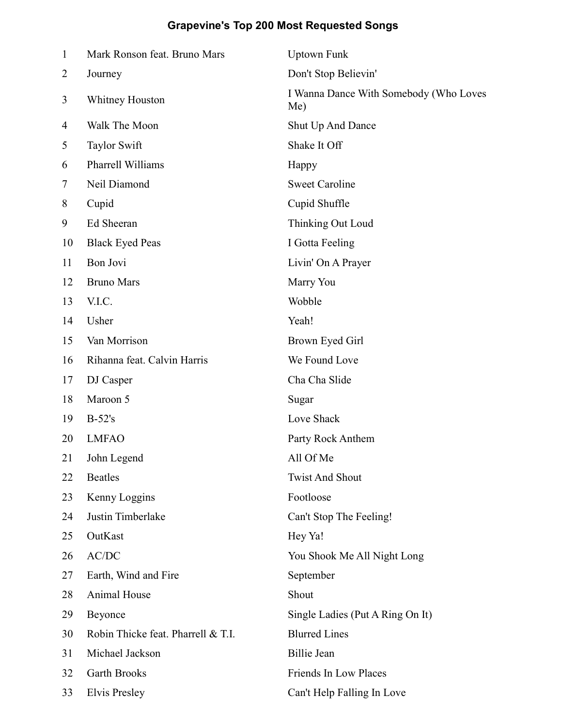# Grapevine's Top 200 Most Requested Songs

| | | |
|---|---|---|
| 1 | Mark Ronson feat. Bruno Mars | Uptown Funk |
| 2 | Journey | Don't Stop Believin' |
| 3 | Whitney Houston | I Wanna Dance With Somebody (Who Loves Me) |
| 4 | Walk The Moon | Shut Up And Dance |
| 5 | Taylor Swift | Shake It Off |
| 6 | Pharrell Williams | Happy |
| 7 | Neil Diamond | Sweet Caroline |
| 8 | Cupid | Cupid Shuffle |
| 9 | Ed Sheeran | Thinking Out Loud |
| 10 | Black Eyed Peas | I Gotta Feeling |
| 11 | Bon Jovi | Livin' On A Prayer |
| 12 | Bruno Mars | Marry You |
| 13 | V.I.C. | Wobble |
| 14 | Usher | Yeah! |
| 15 | Van Morrison | Brown Eyed Girl |
| 16 | Rihanna feat. Calvin Harris | We Found Love |
| 17 | DJ Casper | Cha Cha Slide |
| 18 | Maroon 5 | Sugar |
| 19 | B-52's | Love Shack |
| 20 | LMFAO | Party Rock Anthem |
| 21 | John Legend | All Of Me |
| 22 | Beatles | Twist And Shout |
| 23 | Kenny Loggins | Footloose |
| 24 | Justin Timberlake | Can't Stop The Feeling! |
| 25 | OutKast | Hey Ya! |
| 26 | AC/DC | You Shook Me All Night Long |
| 27 | Earth, Wind and Fire | September |
| 28 | Animal House | Shout |
| 29 | Beyonce | Single Ladies (Put A Ring On It) |
| 30 | Robin Thicke feat. Pharrell & T.I. | Blurred Lines |
| 31 | Michael Jackson | Billie Jean |
| 32 | Garth Brooks | Friends In Low Places |
| 33 | Elvis Presley | Can't Help Falling In Love |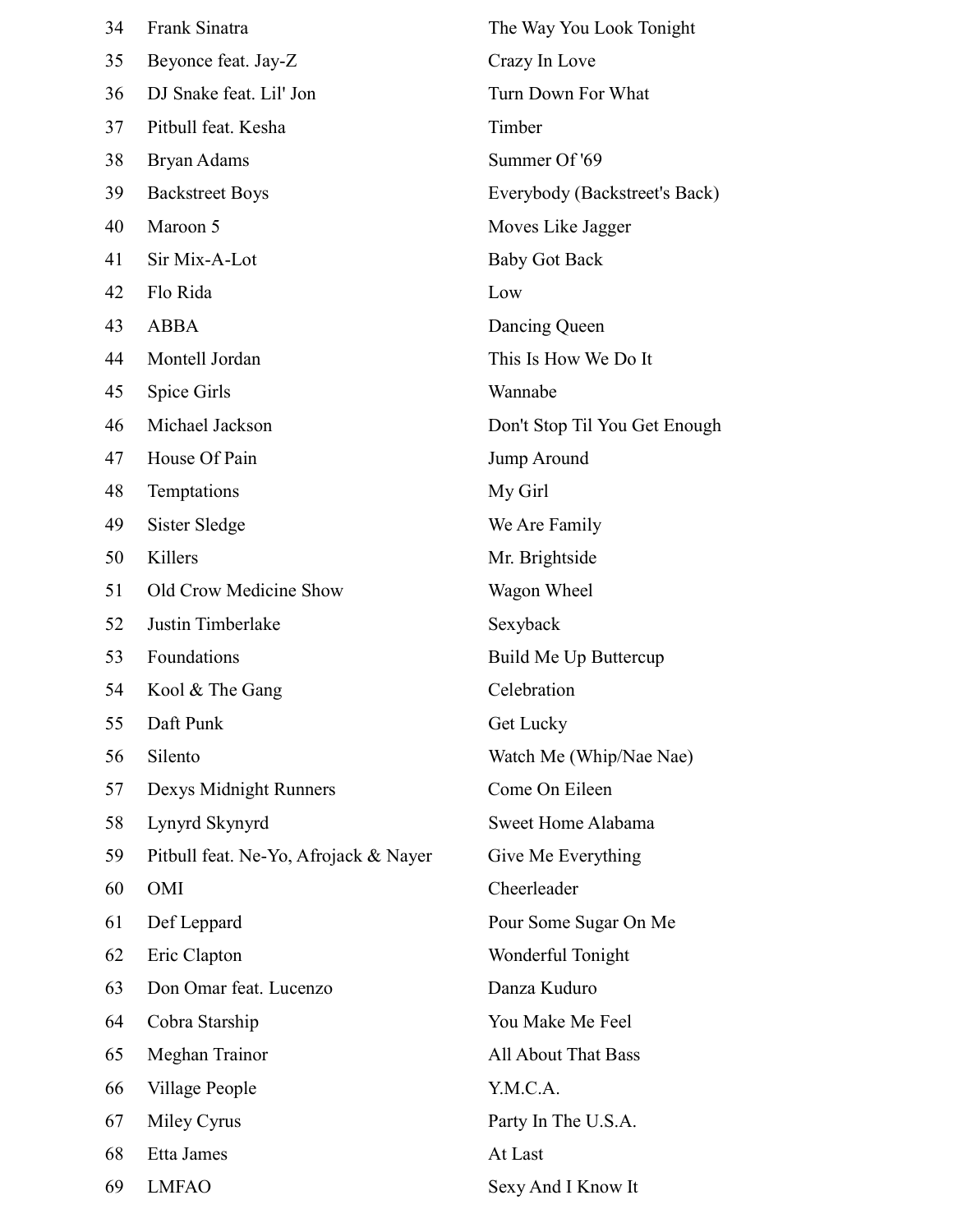| | | |
|---|---|---|
| 34 | Frank Sinatra | The Way You Look Tonight |
| 35 | Beyonce feat. Jay-Z | Crazy In Love |
| 36 | DJ Snake feat. Lil' Jon | Turn Down For What |
| 37 | Pitbull feat. Kesha | Timber |
| 38 | Bryan Adams | Summer Of '69 |
| 39 | Backstreet Boys | Everybody (Backstreet's Back) |
| 40 | Maroon 5 | Moves Like Jagger |
| 41 | Sir Mix-A-Lot | Baby Got Back |
| 42 | Flo Rida | Low |
| 43 | ABBA | Dancing Queen |
| 44 | Montell Jordan | This Is How We Do It |
| 45 | Spice Girls | Wannabe |
| 46 | Michael Jackson | Don't Stop Til You Get Enough |
| 47 | House Of Pain | Jump Around |
| 48 | Temptations | My Girl |
| 49 | Sister Sledge | We Are Family |
| 50 | Killers | Mr. Brightside |
| 51 | Old Crow Medicine Show | Wagon Wheel |
| 52 | Justin Timberlake | Sexyback |
| 53 | Foundations | Build Me Up Buttercup |
| 54 | Kool & The Gang | Celebration |
| 55 | Daft Punk | Get Lucky |
| 56 | Silento | Watch Me (Whip/Nae Nae) |
| 57 | Dexys Midnight Runners | Come On Eileen |
| 58 | Lynyrd Skynyrd | Sweet Home Alabama |
| 59 | Pitbull feat. Ne-Yo, Afrojack & Nayer | Give Me Everything |
| 60 | OMI | Cheerleader |
| 61 | Def Leppard | Pour Some Sugar On Me |
| 62 | Eric Clapton | Wonderful Tonight |
| 63 | Don Omar feat. Lucenzo | Danza Kuduro |
| 64 | Cobra Starship | You Make Me Feel |
| 65 | Meghan Trainor | All About That Bass |
| 66 | Village People | Y.M.C.A. |
| 67 | Miley Cyrus | Party In The U.S.A. |
| 68 | Etta James | At Last |
| 69 | LMFAO | Sexy And I Know It |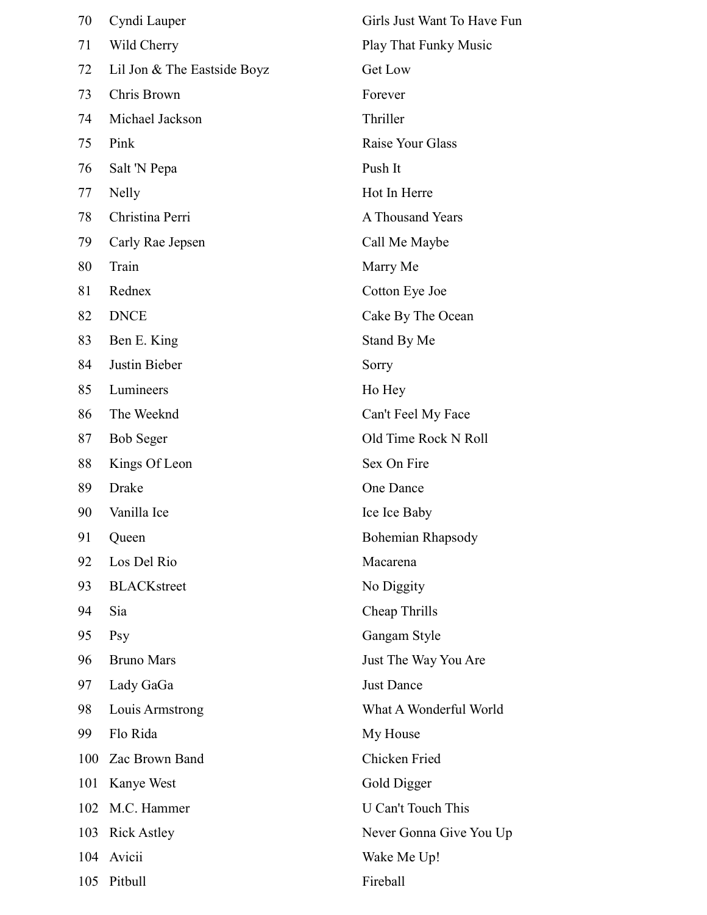| | | |
|---|---|---|
| 70 | Cyndi Lauper | Girls Just Want To Have Fun |
| 71 | Wild Cherry | Play That Funky Music |
| 72 | Lil Jon & The Eastside Boyz | Get Low |
| 73 | Chris Brown | Forever |
| 74 | Michael Jackson | Thriller |
| 75 | Pink | Raise Your Glass |
| 76 | Salt 'N Pepa | Push It |
| 77 | Nelly | Hot In Herre |
| 78 | Christina Perri | A Thousand Years |
| 79 | Carly Rae Jepsen | Call Me Maybe |
| 80 | Train | Marry Me |
| 81 | Rednex | Cotton Eye Joe |
| 82 | DNCE | Cake By The Ocean |
| 83 | Ben E. King | Stand By Me |
| 84 | Justin Bieber | Sorry |
| 85 | Lumineers | Ho Hey |
| 86 | The Weeknd | Can't Feel My Face |
| 87 | Bob Seger | Old Time Rock N Roll |
| 88 | Kings Of Leon | Sex On Fire |
| 89 | Drake | One Dance |
| 90 | Vanilla Ice | Ice Ice Baby |
| 91 | Queen | Bohemian Rhapsody |
| 92 | Los Del Rio | Macarena |
| 93 | BLACKstreet | No Diggity |
| 94 | Sia | Cheap Thrills |
| 95 | Psy | Gangam Style |
| 96 | Bruno Mars | Just The Way You Are |
| 97 | Lady GaGa | Just Dance |
| 98 | Louis Armstrong | What A Wonderful World |
| 99 | Flo Rida | My House |
| 100 | Zac Brown Band | Chicken Fried |
| 101 | Kanye West | Gold Digger |
| 102 | M.C. Hammer | U Can't Touch This |
| 103 | Rick Astley | Never Gonna Give You Up |
| 104 | Avicii | Wake Me Up! |
| 105 | Pitbull | Fireball |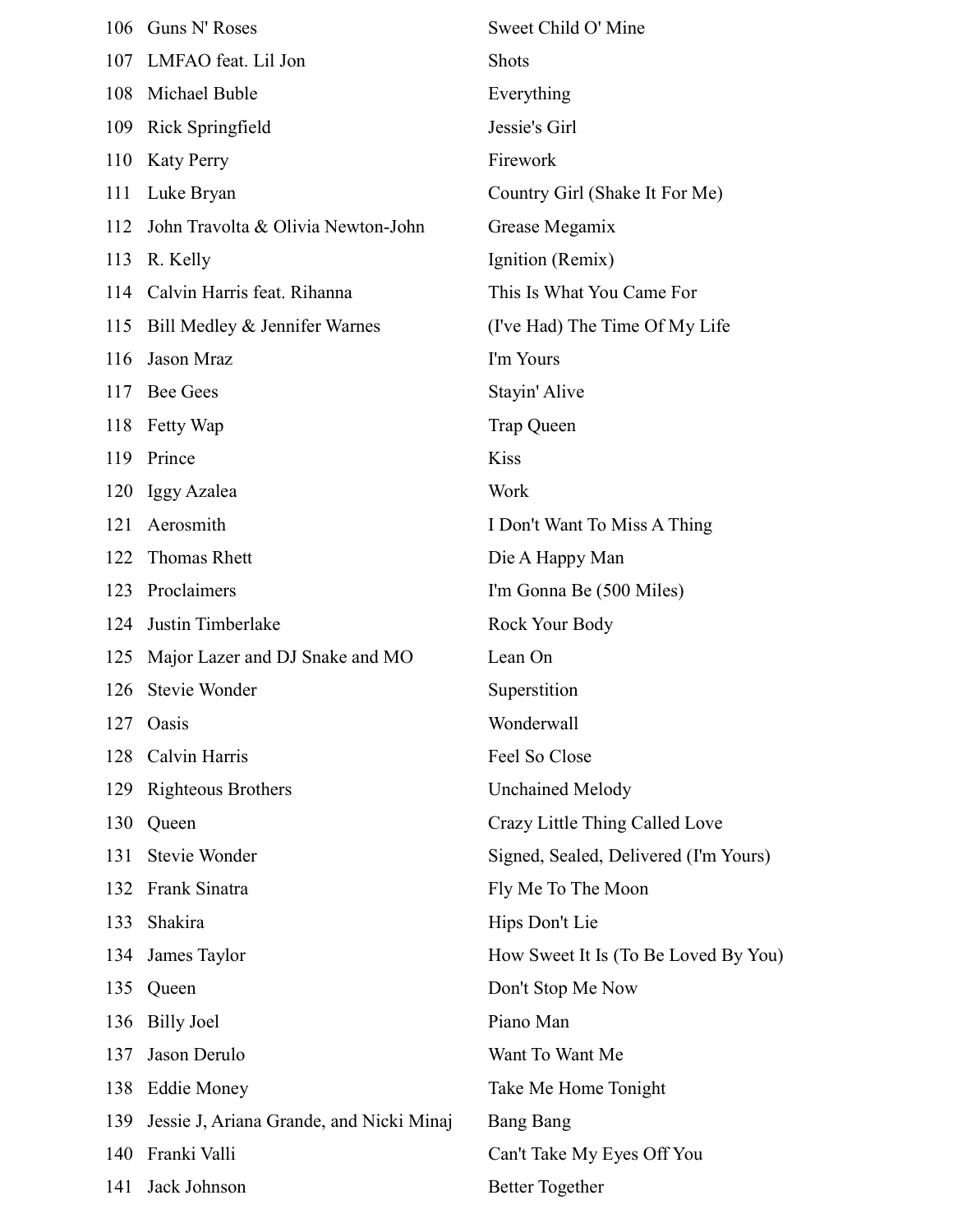| | | |
|---|---|---|
| 106 | Guns N' Roses | Sweet Child O' Mine |
| 107 | LMFAO feat. Lil Jon | Shots |
| 108 | Michael Buble | Everything |
| 109 | Rick Springfield | Jessie's Girl |
| 110 | Katy Perry | Firework |
| 111 | Luke Bryan | Country Girl (Shake It For Me) |
| 112 | John Travolta & Olivia Newton-John | Grease Megamix |
| 113 | R. Kelly | Ignition (Remix) |
| 114 | Calvin Harris feat. Rihanna | This Is What You Came For |
| 115 | Bill Medley & Jennifer Warnes | (I've Had) The Time Of My Life |
| 116 | Jason Mraz | I'm Yours |
| 117 | Bee Gees | Stayin' Alive |
| 118 | Fetty Wap | Trap Queen |
| 119 | Prince | Kiss |
| 120 | Iggy Azalea | Work |
| 121 | Aerosmith | I Don't Want To Miss A Thing |
| 122 | Thomas Rhett | Die A Happy Man |
| 123 | Proclaimers | I'm Gonna Be (500 Miles) |
| 124 | Justin Timberlake | Rock Your Body |
| 125 | Major Lazer and DJ Snake and MO | Lean On |
| 126 | Stevie Wonder | Superstition |
| 127 | Oasis | Wonderwall |
| 128 | Calvin Harris | Feel So Close |
| 129 | Righteous Brothers | Unchained Melody |
| 130 | Queen | Crazy Little Thing Called Love |
| 131 | Stevie Wonder | Signed, Sealed, Delivered (I'm Yours) |
| 132 | Frank Sinatra | Fly Me To The Moon |
| 133 | Shakira | Hips Don't Lie |
| 134 | James Taylor | How Sweet It Is (To Be Loved By You) |
| 135 | Queen | Don't Stop Me Now |
| 136 | Billy Joel | Piano Man |
| 137 | Jason Derulo | Want To Want Me |
| 138 | Eddie Money | Take Me Home Tonight |
| 139 | Jessie J, Ariana Grande, and Nicki Minaj | Bang Bang |
| 140 | Franki Valli | Can't Take My Eyes Off You |
| 141 | Jack Johnson | Better Together |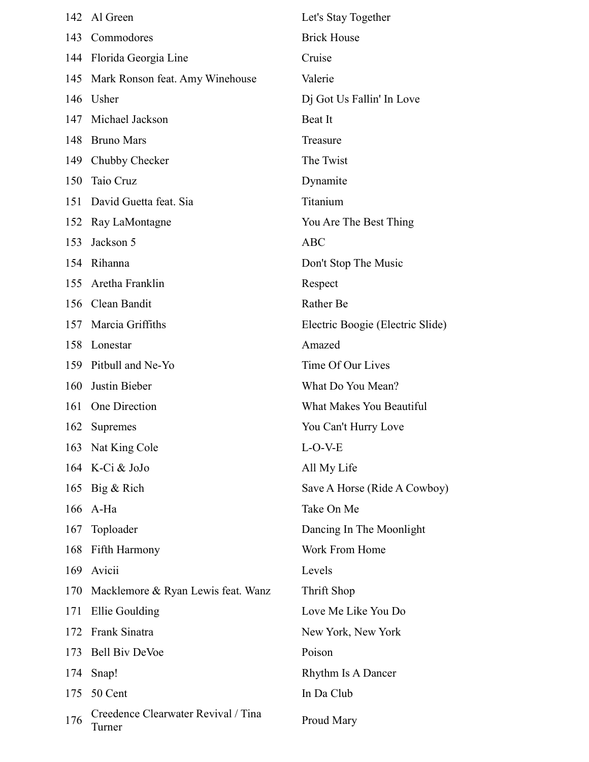| | | |
|---|---|---|
| 142 | Al Green | Let's Stay Together |
| 143 | Commodores | Brick House |
| 144 | Florida Georgia Line | Cruise |
| 145 | Mark Ronson feat. Amy Winehouse | Valerie |
| 146 | Usher | Dj Got Us Fallin' In Love |
| 147 | Michael Jackson | Beat It |
| 148 | Bruno Mars | Treasure |
| 149 | Chubby Checker | The Twist |
| 150 | Taio Cruz | Dynamite |
| 151 | David Guetta feat. Sia | Titanium |
| 152 | Ray LaMontagne | You Are The Best Thing |
| 153 | Jackson 5 | ABC |
| 154 | Rihanna | Don't Stop The Music |
| 155 | Aretha Franklin | Respect |
| 156 | Clean Bandit | Rather Be |
| 157 | Marcia Griffiths | Electric Boogie (Electric Slide) |
| 158 | Lonestar | Amazed |
| 159 | Pitbull and Ne-Yo | Time Of Our Lives |
| 160 | Justin Bieber | What Do You Mean? |
| 161 | One Direction | What Makes You Beautiful |
| 162 | Supremes | You Can't Hurry Love |
| 163 | Nat King Cole | L-O-V-E |
| 164 | K-Ci & JoJo | All My Life |
| 165 | Big & Rich | Save A Horse (Ride A Cowboy) |
| 166 | A-Ha | Take On Me |
| 167 | Toploader | Dancing In The Moonlight |
| 168 | Fifth Harmony | Work From Home |
| 169 | Avicii | Levels |
| 170 | Macklemore & Ryan Lewis feat. Wanz | Thrift Shop |
| 171 | Ellie Goulding | Love Me Like You Do |
| 172 | Frank Sinatra | New York, New York |
| 173 | Bell Biv DeVoe | Poison |
| 174 | Snap! | Rhythm Is A Dancer |
| 175 | 50 Cent | In Da Club |
| 176 | Creedence Clearwater Revival / Tina Turner | Proud Mary |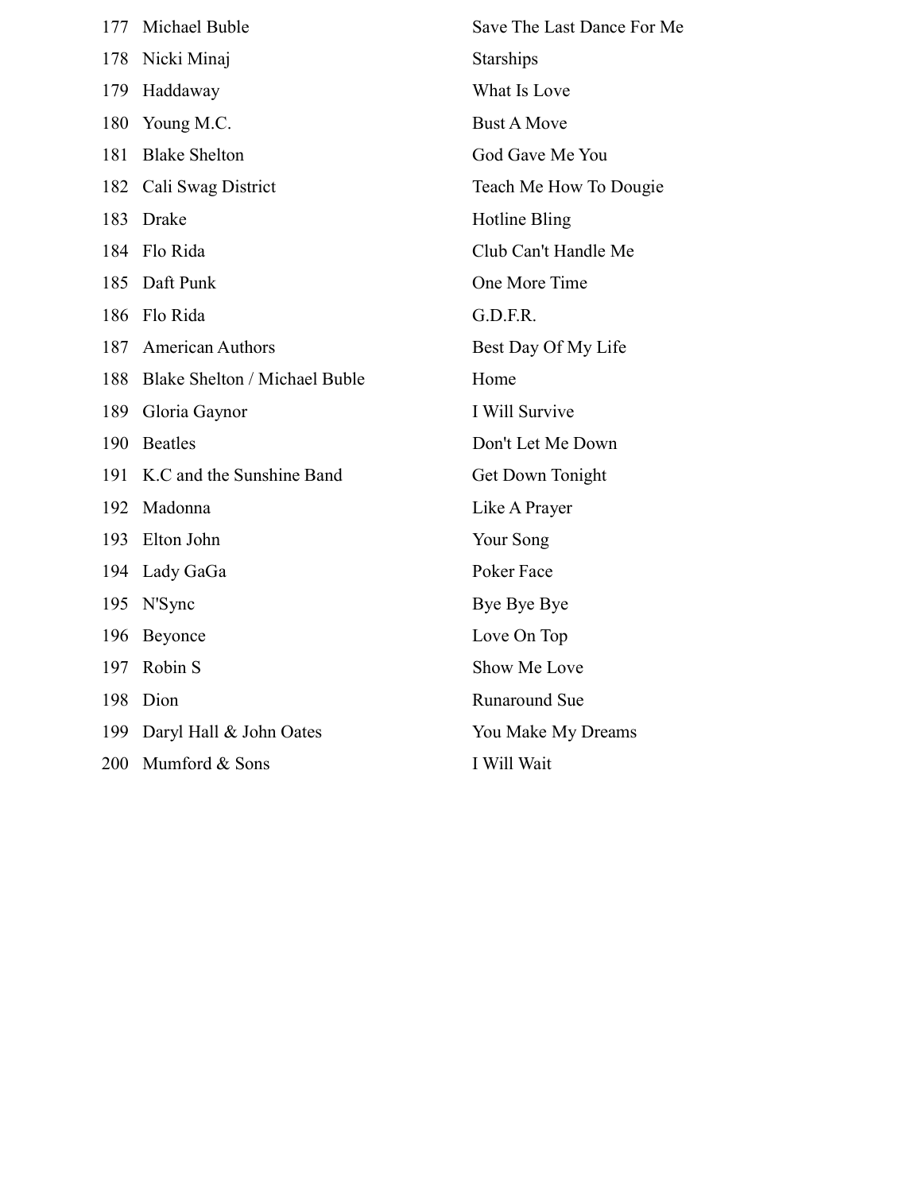| | | |
|---|---|---|
| 177 | Michael Buble | Save The Last Dance For Me |
| 178 | Nicki Minaj | Starships |
| 179 | Haddaway | What Is Love |
| 180 | Young M.C. | Bust A Move |
| 181 | Blake Shelton | God Gave Me You |
| 182 | Cali Swag District | Teach Me How To Dougie |
| 183 | Drake | Hotline Bling |
| 184 | Flo Rida | Club Can't Handle Me |
| 185 | Daft Punk | One More Time |
| 186 | Flo Rida | G.D.F.R. |
| 187 | American Authors | Best Day Of My Life |
| 188 | Blake Shelton / Michael Buble | Home |
| 189 | Gloria Gaynor | I Will Survive |
| 190 | Beatles | Don't Let Me Down |
| 191 | K.C and the Sunshine Band | Get Down Tonight |
| 192 | Madonna | Like A Prayer |
| 193 | Elton John | Your Song |
| 194 | Lady GaGa | Poker Face |
| 195 | N'Sync | Bye Bye Bye |
| 196 | Beyonce | Love On Top |
| 197 | Robin S | Show Me Love |
| 198 | Dion | Runaround Sue |
| 199 | Daryl Hall & John Oates | You Make My Dreams |
| 200 | Mumford & Sons | I Will Wait |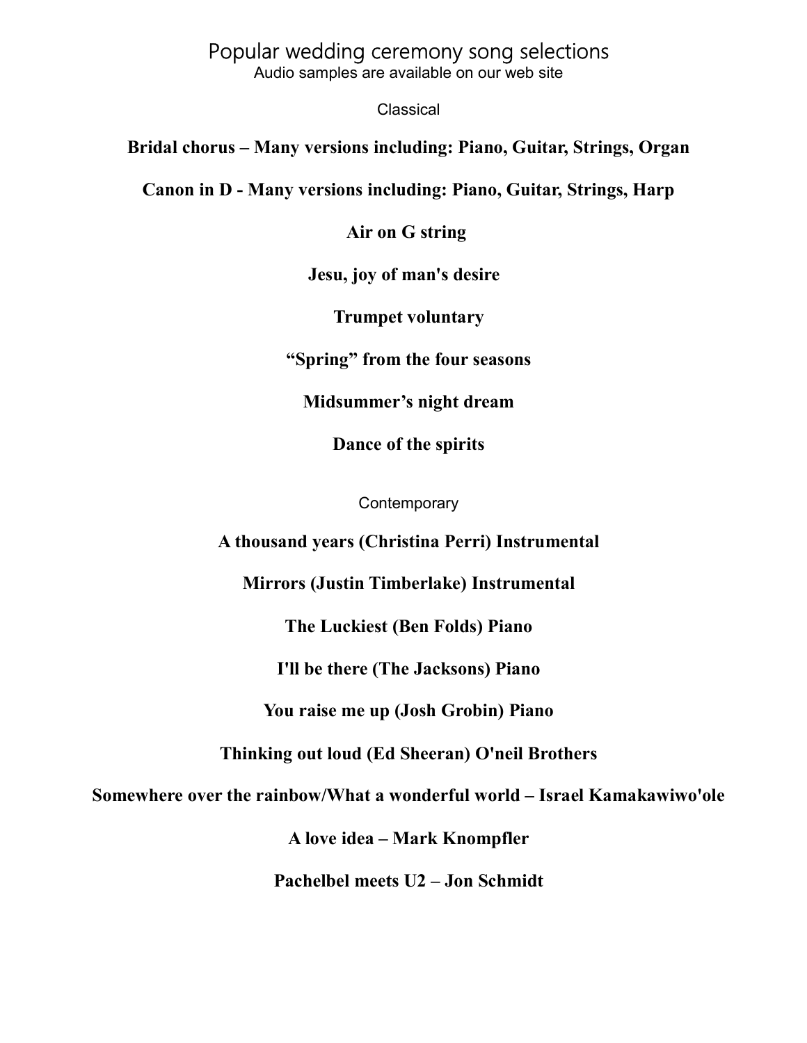# Popular wedding ceremony song selections

Audio samples are available on our web site

## Classical

**Bridal chorus – Many versions including: Piano, Guitar, Strings, Organ**

**Canon in D - Many versions including: Piano, Guitar, Strings, Harp**

**Air on G string**

**Jesu, joy of man's desire**

**Trumpet voluntary**

**“Spring” from the four seasons**

**Midsummer’s night dream**

**Dance of the spirits**

## Contemporary

**A thousand years (Christina Perri) Instrumental**

**Mirrors (Justin Timberlake) Instrumental**

**The Luckiest (Ben Folds) Piano**

**I'll be there (The Jacksons) Piano**

**You raise me up (Josh Grobin) Piano**

**Thinking out loud (Ed Sheeran) O'neil Brothers**

**Somewhere over the rainbow/What a wonderful world – Israel Kamakawiwo'ole**

**A love idea – Mark Knompfler**

**Pachelbel meets U2 – Jon Schmidt**